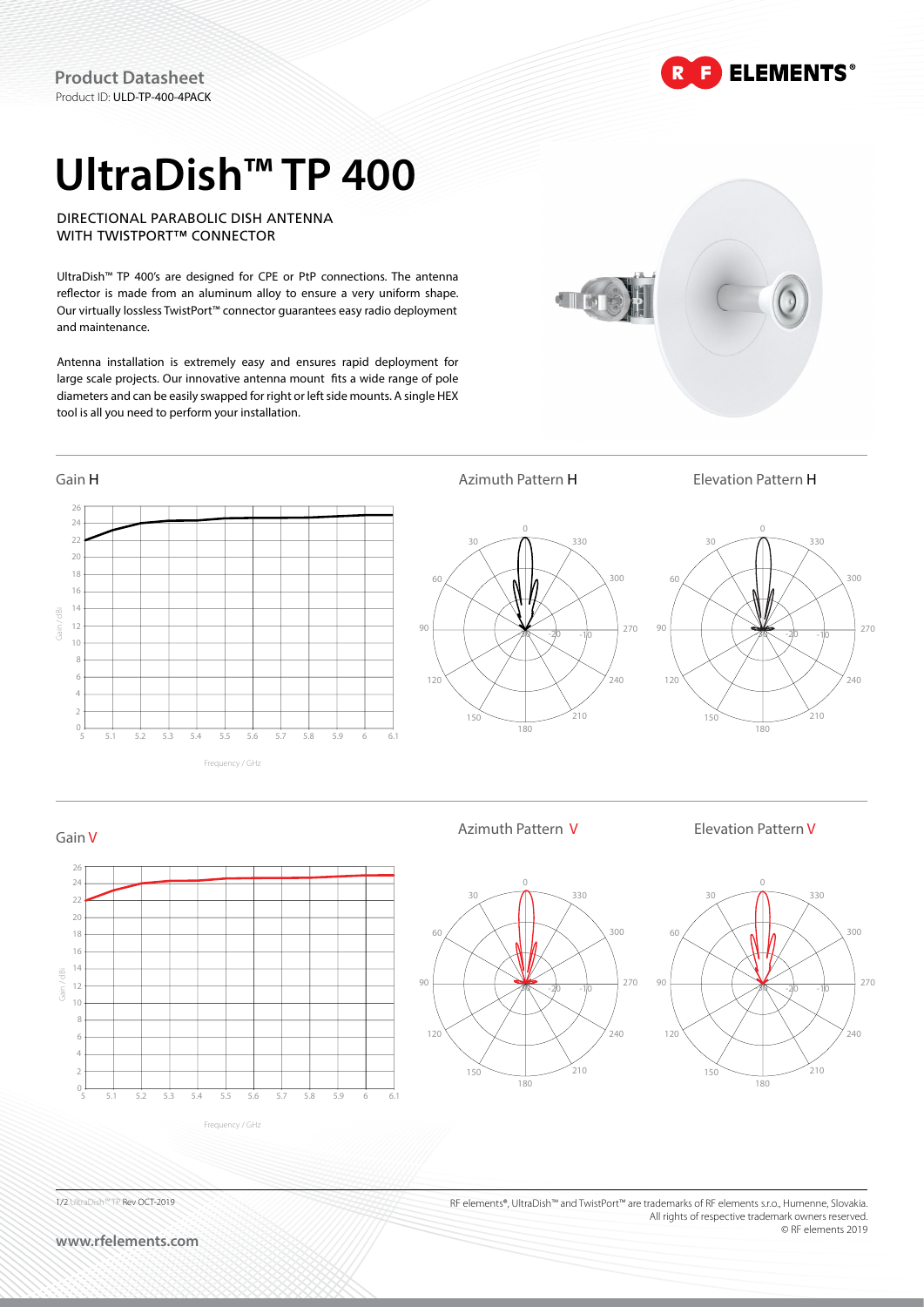**Product Datasheet**
Product ID: ULD-TP-400-4PACK

# UltraDish™ TP 400

DIRECTIONAL PARABOLIC DISH ANTENNA
WITH TWISTPORT™ CONNECTOR

UltraDish™ TP 400's are designed for CPE or PtP connections. The antenna reflector is made from an aluminum alloy to ensure a very uniform shape. Our virtually lossless TwistPort™ connector guarantees easy radio deployment and maintenance.

Antenna installation is extremely easy and ensures rapid deployment for large scale projects. Our innovative antenna mount fits a wide range of pole diameters and can be easily swapped for right or left side mounts. A single HEX tool is all you need to perform your installation.

Gain H

Azimuth Pattern H

Elevation Pattern H

Gain V

Azimuth Pattern V

Elevation Pattern V

RF elements®, UltraDish™ and TwistPort™ are trademarks of RF elements s.r.o., Humenne, Slovakia.
All rights of respective trademark owners reserved.
© RF elements 2019

www.rfelements.com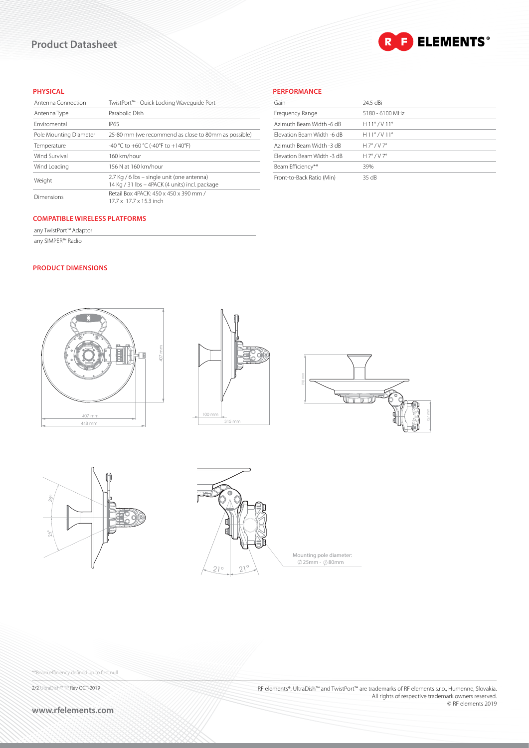## PHYSICAL

| | |
|---|---|
| Antenna Connection | TwistPort™ - Quick Locking Waveguide Port |
| Antenna Type | Parabolic Dish |
| Enviromental | IP65 |
| Pole Mounting Diameter | 25-80 mm (we recommend as close to 80mm as possible) |
| Temperature | -40 °C to +60 °C (-40°F to +140°F) |
| Wind Survival | 160 km/hour |
| Wind Loading | 156 N at 160 km/hour |
| Weight | 2.7 Kg / 6 lbs – single unit (one antenna)<br>14 Kg / 31 lbs – 4PACK (4 units) incl. package |
| Dimensions | Retail Box 4PACK: 450 x 450 x 390 mm /<br>17.7 x 17.7 x 15.3 inch |

## PERFORMANCE

| | |
|---|---|
| Gain | 24.5 dBi |
| Frequency Range | 5180 - 6100 MHz |
| Azimuth Beam Width -6 dB | H 11° / V 11° |
| Elevation Beam Width -6 dB | H 11° / V 11° |
| Azimuth Beam Width -3 dB | H 7° / V 7° |
| Elevation Beam Width -3 dB | H 7° / V 7° |
| Beam Efficiency** | 39% |
| Front-to-Back Ratio (Min) | 35 dB |

## COMPATIBLE WIRELESS PLATFORMS

| |
|---|
| any TwistPort™ Adaptor |
| any SIMPER™ Radio |

## PRODUCT DIMENSIONS

407 mm
407 mm
448 mm
100 mm
315 mm
198 mm
127 mm
25°
25°
21°
21°
Mounting pole diameter: ⌀25mm - ⌀80mm

**Beam efficiency defined up to first null

RF elements®, UltraDish™ and TwistPort™ are trademarks of RF elements s.r.o., Humenne, Slovakia. All rights of respective trademark owners reserved. © RF elements 2019

www.rfelements.com